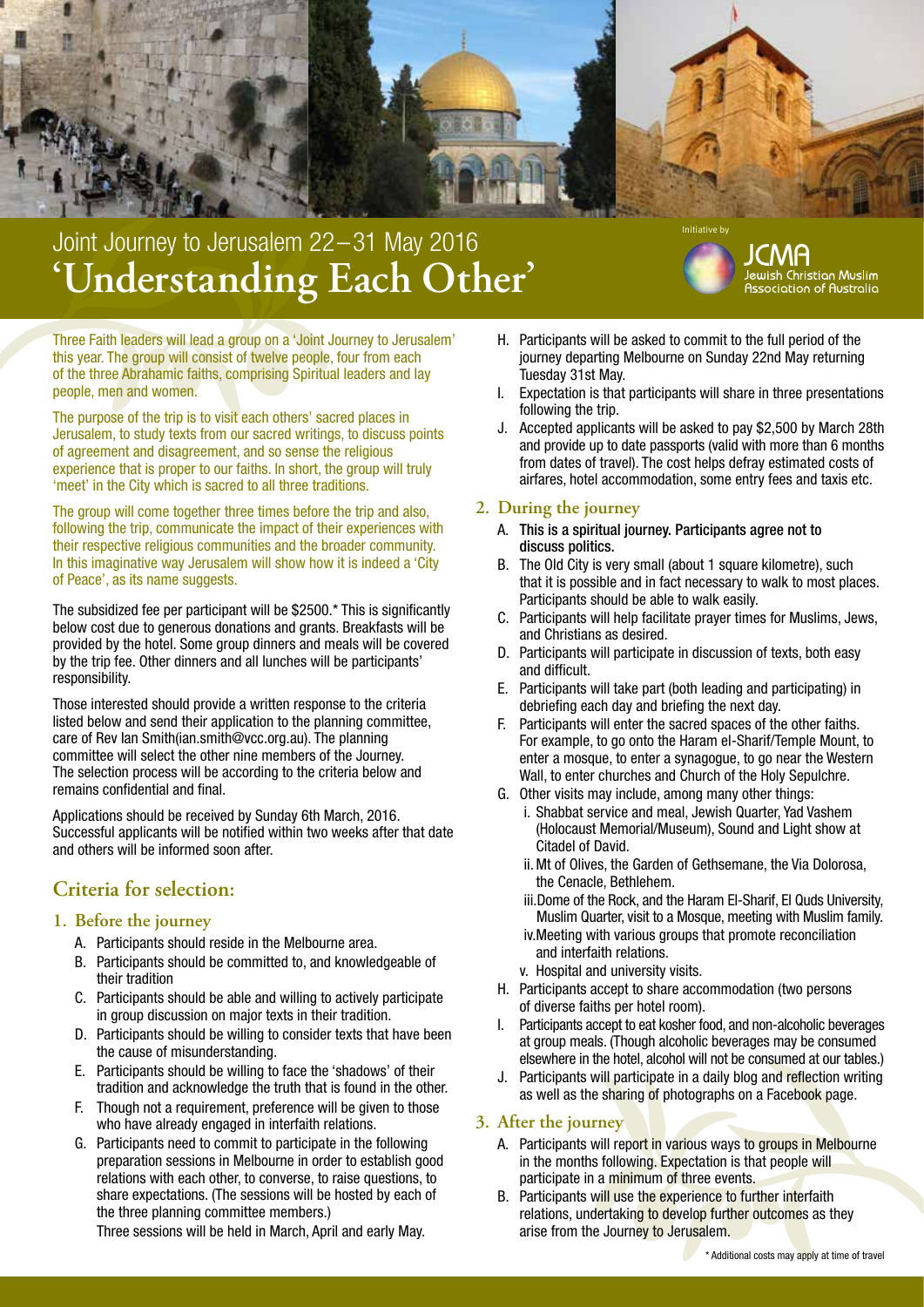# Joint Journey to Jerusalem 22–31 May 2016

## 'Understanding Each Other'

Initiative by

JCMA Jewish Christian Muslim Association of Australia

Three Faith leaders will lead a group on a 'Joint Journey to Jerusalem' this year. The group will consist of twelve people, four from each of the three Abrahamic faiths, comprising Spiritual leaders and lay people, men and women.

The purpose of the trip is to visit each others' sacred places in Jerusalem, to study texts from our sacred writings, to discuss points of agreement and disagreement, and so sense the religious experience that is proper to our faiths. In short, the group will truly 'meet' in the City which is sacred to all three traditions.

The group will come together three times before the trip and also, following the trip, communicate the impact of their experiences with their respective religious communities and the broader community. In this imaginative way Jerusalem will show how it is indeed a 'City of Peace', as its name suggests.

The subsidized fee per participant will be $2500.* This is significantly below cost due to generous donations and grants. Breakfasts will be provided by the hotel. Some group dinners and meals will be covered by the trip fee. Other dinners and all lunches will be participants' responsibility.

Those interested should provide a written response to the criteria listed below and send their application to the planning committee, care of Rev Ian Smith(ian.smith@vcc.org.au). The planning committee will select the other nine members of the Journey. The selection process will be according to the criteria below and remains confidential and final.

Applications should be received by Sunday 6th March, 2016. Successful applicants will be notified within two weeks after that date and others will be informed soon after.

## Criteria for selection:

### 1. Before the journey

A. Participants should reside in the Melbourne area.

B. Participants should be committed to, and knowledgeable of their tradition

C. Participants should be able and willing to actively participate in group discussion on major texts in their tradition.

D. Participants should be willing to consider texts that have been the cause of misunderstanding.

E. Participants should be willing to face the 'shadows' of their tradition and acknowledge the truth that is found in the other.

F. Though not a requirement, preference will be given to those who have already engaged in interfaith relations.

G. Participants need to commit to participate in the following preparation sessions in Melbourne in order to establish good relations with each other, to converse, to raise questions, to share expectations. (The sessions will be hosted by each of the three planning committee members.)
Three sessions will be held in March, April and early May.

H. Participants will be asked to commit to the full period of the journey departing Melbourne on Sunday 22nd May returning Tuesday 31st May.

I. Expectation is that participants will share in three presentations following the trip.

J. Accepted applicants will be asked to pay $2,500 by March 28th and provide up to date passports (valid with more than 6 months from dates of travel). The cost helps defray estimated costs of airfares, hotel accommodation, some entry fees and taxis etc.

### 2. During the journey

A. **This is a spiritual journey. Participants agree not to discuss politics.**

B. The Old City is very small (about 1 square kilometre), such that it is possible and in fact necessary to walk to most places. Participants should be able to walk easily.

C. Participants will help facilitate prayer times for Muslims, Jews, and Christians as desired.

D. Participants will participate in discussion of texts, both easy and difficult.

E. Participants will take part (both leading and participating) in debriefing each day and briefing the next day.

F. Participants will enter the sacred spaces of the other faiths. For example, to go onto the Haram el-Sharif/Temple Mount, to enter a mosque, to enter a synagogue, to go near the Western Wall, to enter churches and Church of the Holy Sepulchre.

G. Other visits may include, among many other things:
   - i. Shabbat service and meal, Jewish Quarter, Yad Vashem (Holocaust Memorial/Museum), Sound and Light show at Citadel of David.
   - ii. Mt of Olives, the Garden of Gethsemane, the Via Dolorosa, the Cenacle, Bethlehem.
   - iii. Dome of the Rock, and the Haram El-Sharif, El Quds University, Muslim Quarter, visit to a Mosque, meeting with Muslim family.
   - iv. Meeting with various groups that promote reconciliation and interfaith relations.
   - v. Hospital and university visits.

H. Participants accept to share accommodation (two persons of diverse faiths per hotel room).

I. Participants accept to eat kosher food, and non-alcoholic beverages at group meals. (Though alcoholic beverages may be consumed elsewhere in the hotel, alcohol will not be consumed at our tables.)

J. Participants will participate in a daily blog and reflection writing as well as the sharing of photographs on a Facebook page.

### 3. After the journey

A. Participants will report in various ways to groups in Melbourne in the months following. Expectation is that people will participate in a minimum of three events.

B. Participants will use the experience to further interfaith relations, undertaking to develop further outcomes as they arise from the Journey to Jerusalem.

\* Additional costs may apply at time of travel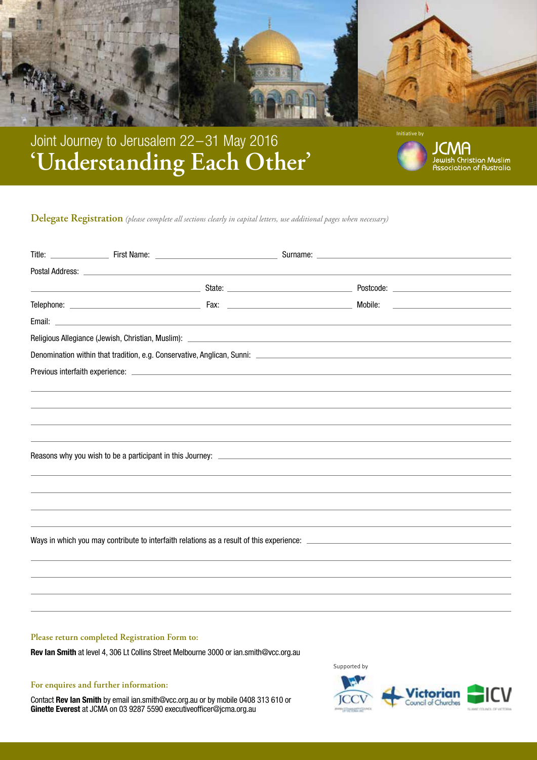Joint Journey to Jerusalem 22–31 May 2016

# 'Understanding Each Other'

Initiative by

JCMA Jewish Christian Muslim Association of Australia

## Delegate Registration *(please complete all sections clearly in capital letters, use additional pages when necessary)*

Title: ____________ First Name: ______________________ Surname: ______________________________

Postal Address: ______________________________________________________________________

______________________________ State: ______________________ Postcode: ____________________

Telephone: ______________________ Fax: ______________________ Mobile: ____________________

Email: ______________________________________________________________________________

Religious Allegiance (Jewish, Christian, Muslim): ___________________________________________

Denomination within that tradition, e.g. Conservative, Anglican, Sunni: _________________________

Previous interfaith experience: _________________________________________________________

______________________________________________________________________________

______________________________________________________________________________

______________________________________________________________________________

______________________________________________________________________________

Reasons why you wish to be a participant in this Journey: ____________________________________

______________________________________________________________________________

______________________________________________________________________________

______________________________________________________________________________

______________________________________________________________________________

Ways in which you may contribute to interfaith relations as a result of this experience: _____________

______________________________________________________________________________

______________________________________________________________________________

______________________________________________________________________________

______________________________________________________________________________

**Please return completed Registration Form to:**

**Rev Ian Smith** at level 4, 306 Lt Collins Street Melbourne 3000 or ian.smith@vcc.org.au

**For enquires and further information:**

Contact **Rev Ian Smith** by email ian.smith@vcc.org.au or by mobile 0408 313 610 or **Ginette Everest** at JCMA on 03 9287 5590 executiveofficer@jcma.org.au

Supported by

JCCV Jewish Community Council of Victoria Inc

Victorian Council of Churches

ICV Islamic Council of Victoria